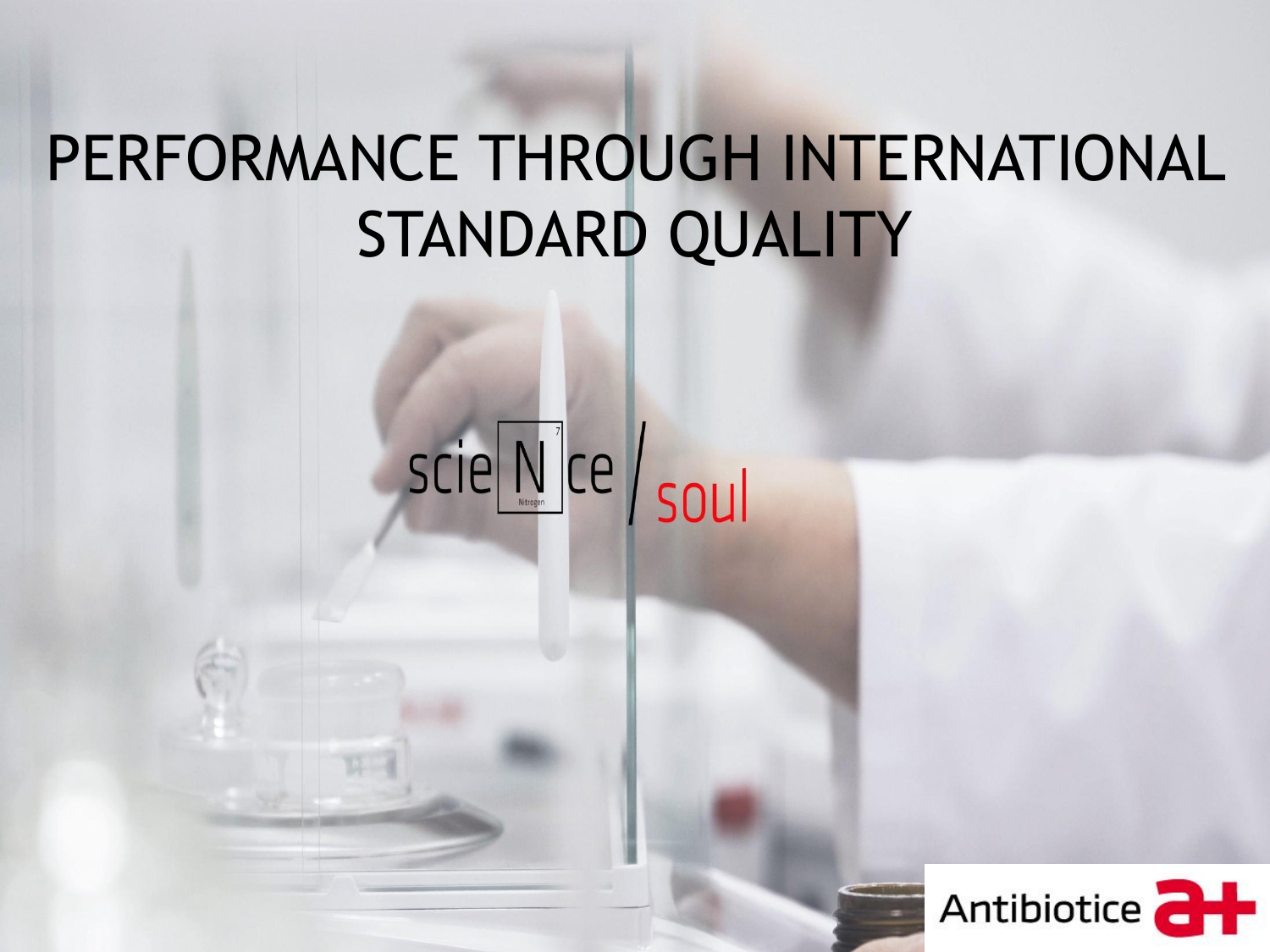# PERFORMANCE THROUGH INTERNATIONAL STANDARD QUALITY

scieNce / soul

Antibiotice a+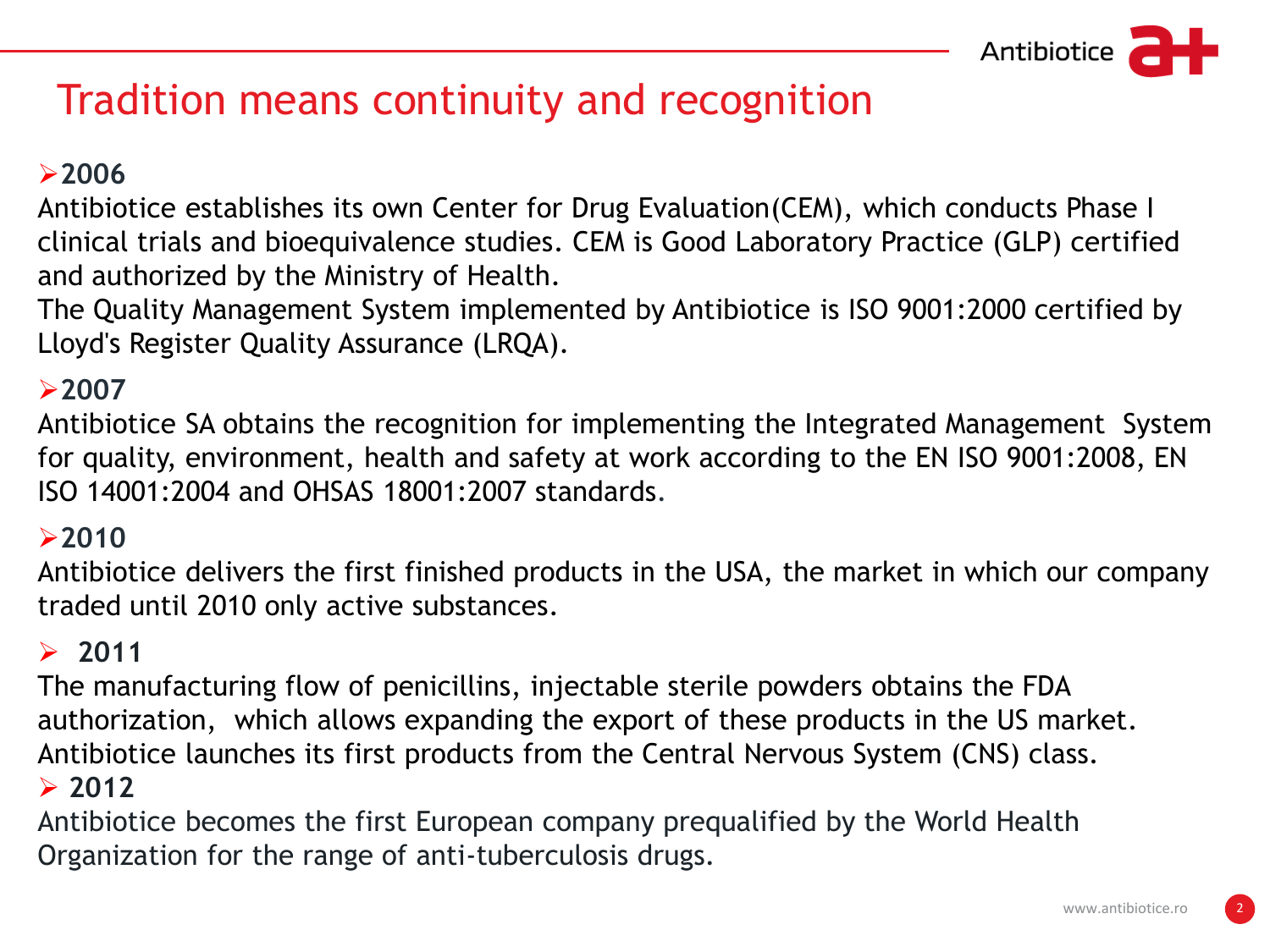# Tradition means continuity and recognition

- **2006**

Antibiotice establishes its own Center for Drug Evaluation(CEM), which conducts Phase I clinical trials and bioequivalence studies. CEM is Good Laboratory Practice (GLP) certified and authorized by the Ministry of Health.
The Quality Management System implemented by Antibiotice is ISO 9001:2000 certified by Lloyd's Register Quality Assurance (LRQA).

- **2007**

Antibiotice SA obtains the recognition for implementing the Integrated Management System for quality, environment, health and safety at work according to the EN ISO 9001:2008, EN ISO 14001:2004 and OHSAS 18001:2007 standards.

- **2010**

Antibiotice delivers the first finished products in the USA, the market in which our company traded until 2010 only active substances.

- **2011**

The manufacturing flow of penicillins, injectable sterile powders obtains the FDA authorization, which allows expanding the export of these products in the US market.
Antibiotice launches its first products from the Central Nervous System (CNS) class.

- **2012**

Antibiotice becomes the first European company prequalified by the World Health Organization for the range of anti-tuberculosis drugs.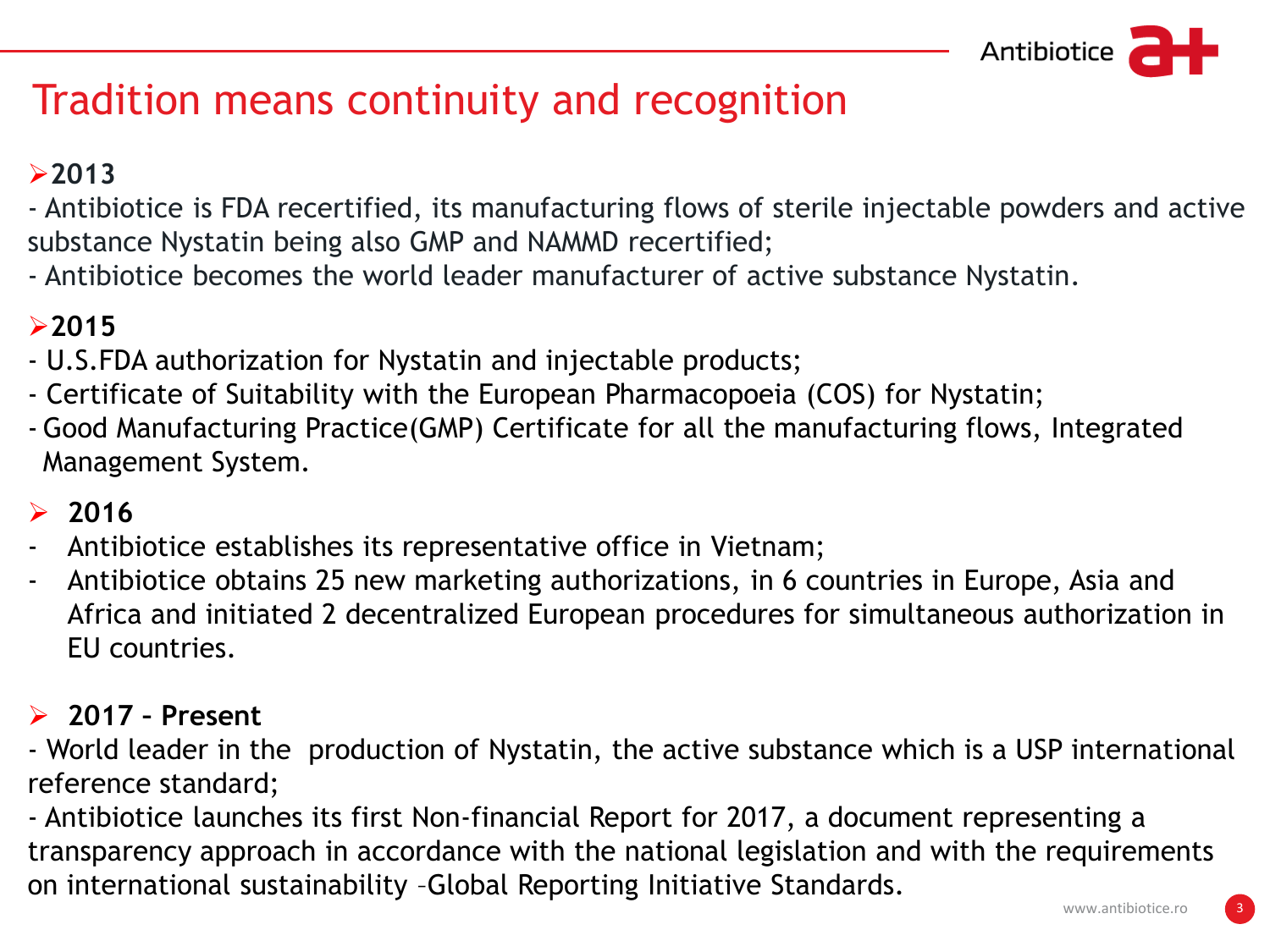# Tradition means continuity and recognition

- **2013**

- Antibiotice is FDA recertified, its manufacturing flows of sterile injectable powders and active substance Nystatin being also GMP and NAMMD recertified;
- Antibiotice becomes the world leader manufacturer of active substance Nystatin.

- **2015**

- U.S.FDA authorization for Nystatin and injectable products;
- Certificate of Suitability with the European Pharmacopoeia (COS) for Nystatin;
- Good Manufacturing Practice(GMP) Certificate for all the manufacturing flows, Integrated Management System.

- **2016**

- Antibiotice establishes its representative office in Vietnam;
- Antibiotice obtains 25 new marketing authorizations, in 6 countries in Europe, Asia and Africa and initiated 2 decentralized European procedures for simultaneous authorization in EU countries.

- **2017 – Present**

- World leader in the production of Nystatin, the active substance which is a USP international reference standard;
- Antibiotice launches its first Non-financial Report for 2017, a document representing a transparency approach in accordance with the national legislation and with the requirements on international sustainability –Global Reporting Initiative Standards.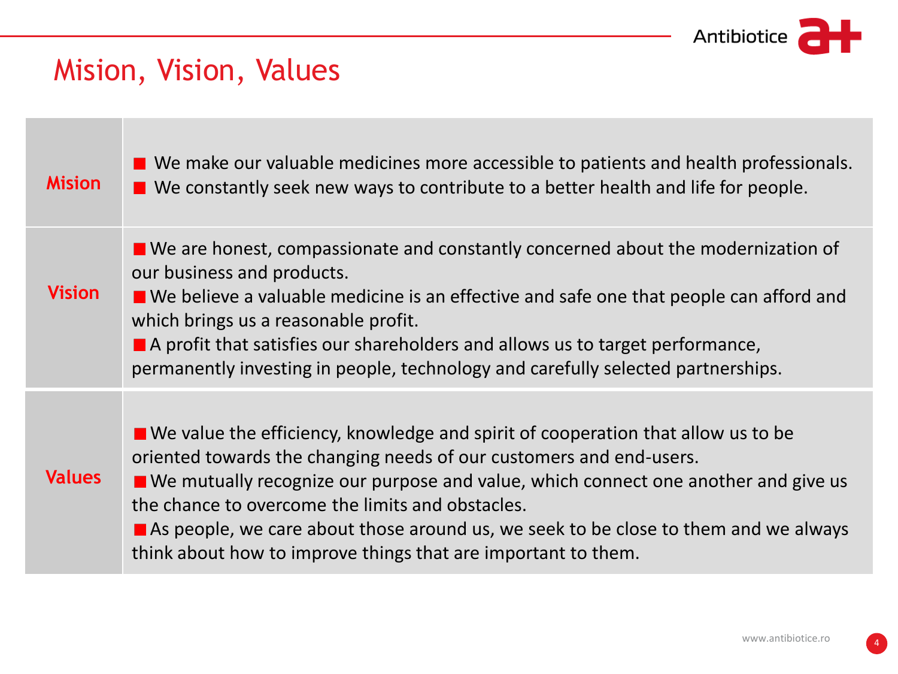# Mision, Vision, Values

| | |
|---|---|
| **Mision** | ■ We make our valuable medicines more accessible to patients and health professionals.<br>■ We constantly seek new ways to contribute to a better health and life for people. |
| **Vision** | ■ We are honest, compassionate and constantly concerned about the modernization of our business and products.<br>■ We believe a valuable medicine is an effective and safe one that people can afford and which brings us a reasonable profit.<br>■ A profit that satisfies our shareholders and allows us to target performance, permanently investing in people, technology and carefully selected partnerships. |
| **Values** | ■ We value the efficiency, knowledge and spirit of cooperation that allow us to be oriented towards the changing needs of our customers and end-users.<br>■ We mutually recognize our purpose and value, which connect one another and give us the chance to overcome the limits and obstacles.<br>■ As people, we care about those around us, we seek to be close to them and we always think about how to improve things that are important to them. |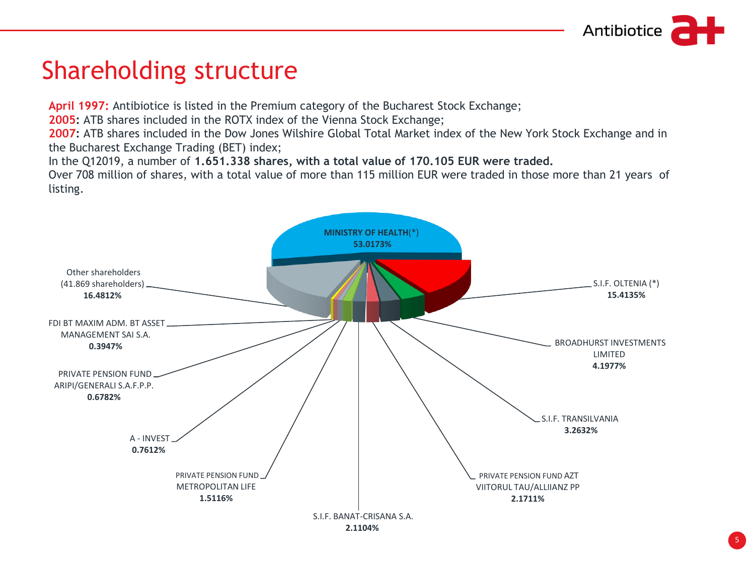# Shareholding structure

**April 1997:** Antibiotice is listed in the Premium category of the Bucharest Stock Exchange;
**2005:** ATB shares included in the ROTX index of the Vienna Stock Exchange;
**2007:** ATB shares included in the Dow Jones Wilshire Global Total Market index of the New York Stock Exchange and in the Bucharest Exchange Trading (BET) index;
In the Q12019, a number of **1.651.338 shares, with a total value of 170.105 EUR were traded.**
Over 708 million of shares, with a total value of more than 115 million EUR were traded in those more than 21 years of listing.

| Shareholder | Share |
| --- | --- |
| MINISTRY OF HEALTH(*) | 53.0173% |
| S.I.F. OLTENIA (*) | 15.4135% |
| BROADHURST INVESTMENTS LIMITED | 4.1977% |
| S.I.F. TRANSILVANIA | 3.2632% |
| PRIVATE PENSION FUND AZT VIITORUL TAU/ALLIIANZ PP | 2.1711% |
| S.I.F. BANAT-CRISANA S.A. | 2.1104% |
| PRIVATE PENSION FUND METROPOLITAN LIFE | 1.5116% |
| A - INVEST | 0.7612% |
| PRIVATE PENSION FUND ARIPI/GENERALI S.A.F.P.P. | 0.6782% |
| FDI BT MAXIM ADM. BT ASSET MANAGEMENT SAI S.A. | 0.3947% |
| Other shareholders (41.869 shareholders) | 16.4812% |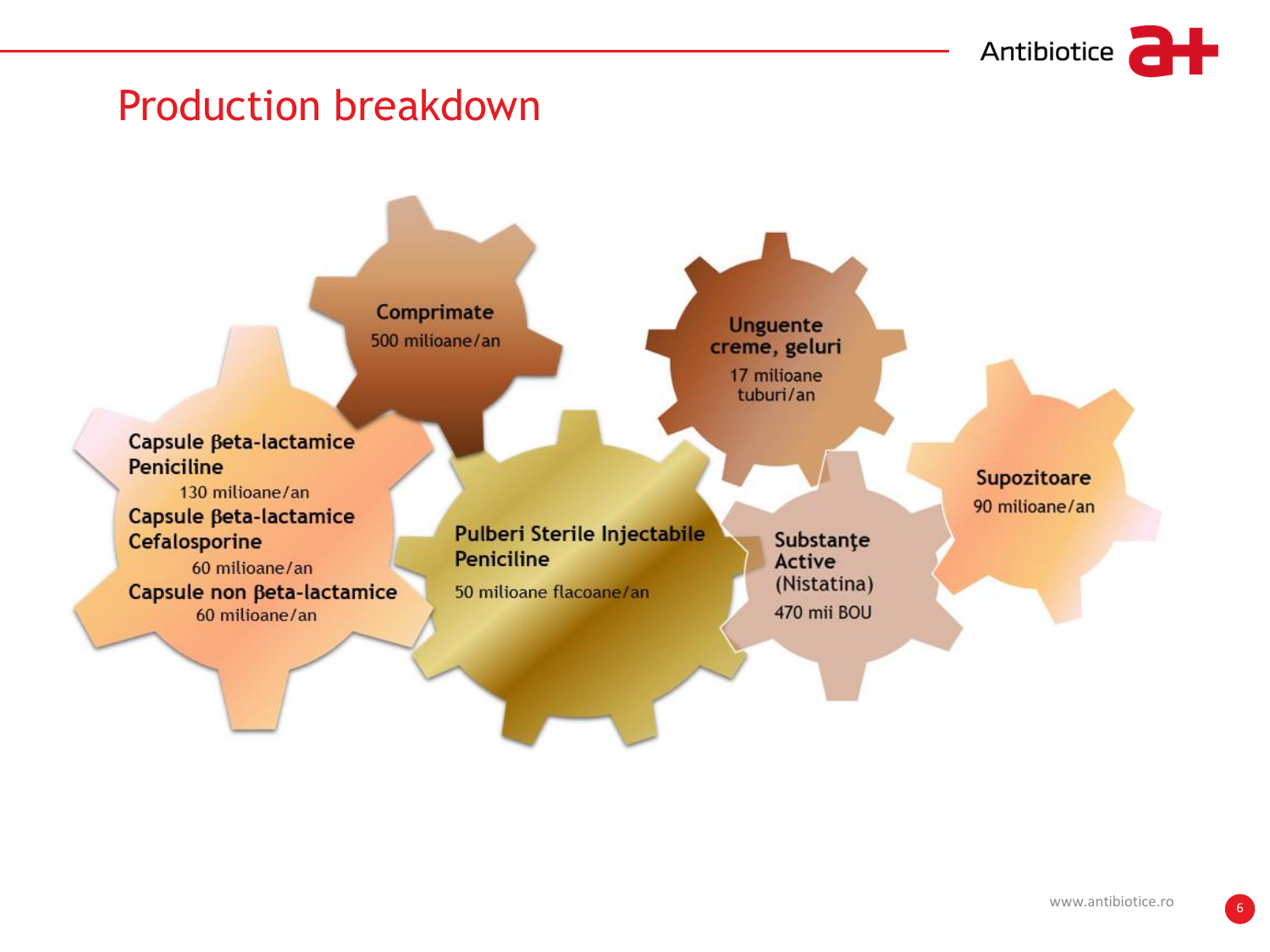# Production breakdown

**Comprimate**
500 milioane/an

**Unguente creme, geluri**
17 milioane tuburi/an

**Capsule βeta-lactamice Peniciline**
130 milioane/an

**Capsule βeta-lactamice Cefalosporine**
60 milioane/an

**Capsule non βeta-lactamice**
60 milioane/an

**Pulberi Sterile Injectabile Peniciline**
50 milioane flacoane/an

**Substanţe Active**
(Nistatina)
470 mii BOU

**Supozitoare**
90 milioane/an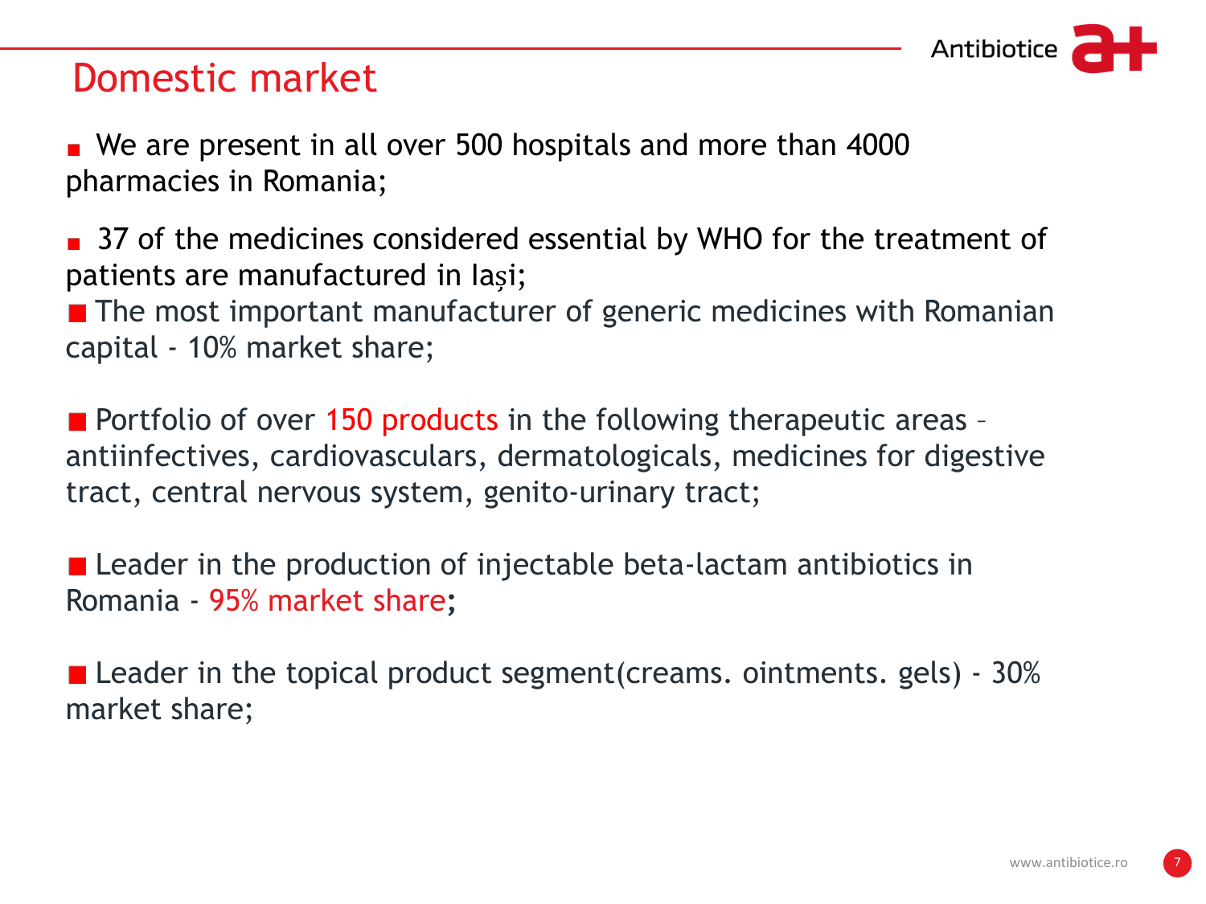# Domestic market

- We are present in all over 500 hospitals and more than 4000 pharmacies in Romania;
- 37 of the medicines considered essential by WHO for the treatment of patients are manufactured in Iași;
- The most important manufacturer of generic medicines with Romanian capital - 10% market share;
- Portfolio of over 150 products in the following therapeutic areas – antiinfectives, cardiovasculars, dermatologicals, medicines for digestive tract, central nervous system, genito-urinary tract;
- Leader in the production of injectable beta-lactam antibiotics in Romania - 95% market share;
- Leader in the topical product segment(creams. ointments. gels) - 30% market share;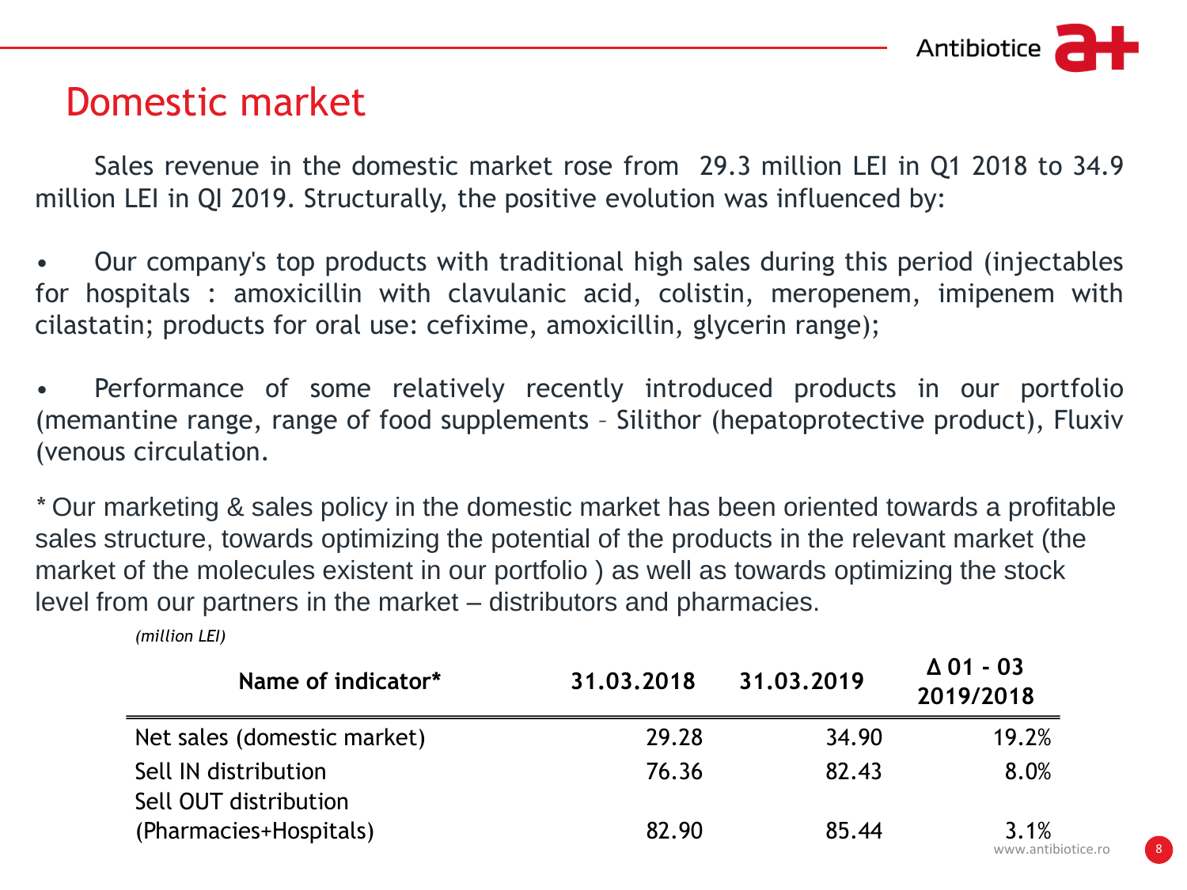## Domestic market

Sales revenue in the domestic market rose from  29.3 million LEI in Q1 2018 to 34.9 million LEI in QI 2019. Structurally, the positive evolution was influenced by:

- Our company's top products with traditional high sales during this period (injectables for hospitals : amoxicillin with clavulanic acid, colistin, meropenem, imipenem with cilastatin; products for oral use: cefixime, amoxicillin, glycerin range);
- Performance of some relatively recently introduced products in our portfolio (memantine range, range of food supplements – Silithor (hepatoprotective product), Fluxiv (venous circulation.

* Our marketing & sales policy in the domestic market has been oriented towards a profitable sales structure, towards optimizing the potential of the products in the relevant market (the market of the molecules existent in our portfolio ) as well as towards optimizing the stock level from our partners in the market – distributors and pharmacies.

*(million LEI)*

| Name of indicator* | 31.03.2018 | 31.03.2019 | Δ 01 - 03 2019/2018 |
|---|---|---|---|
| Net sales (domestic market) | 29.28 | 34.90 | 19.2% |
| Sell IN distribution | 76.36 | 82.43 | 8.0% |
| Sell OUT distribution (Pharmacies+Hospitals) | 82.90 | 85.44 | 3.1% |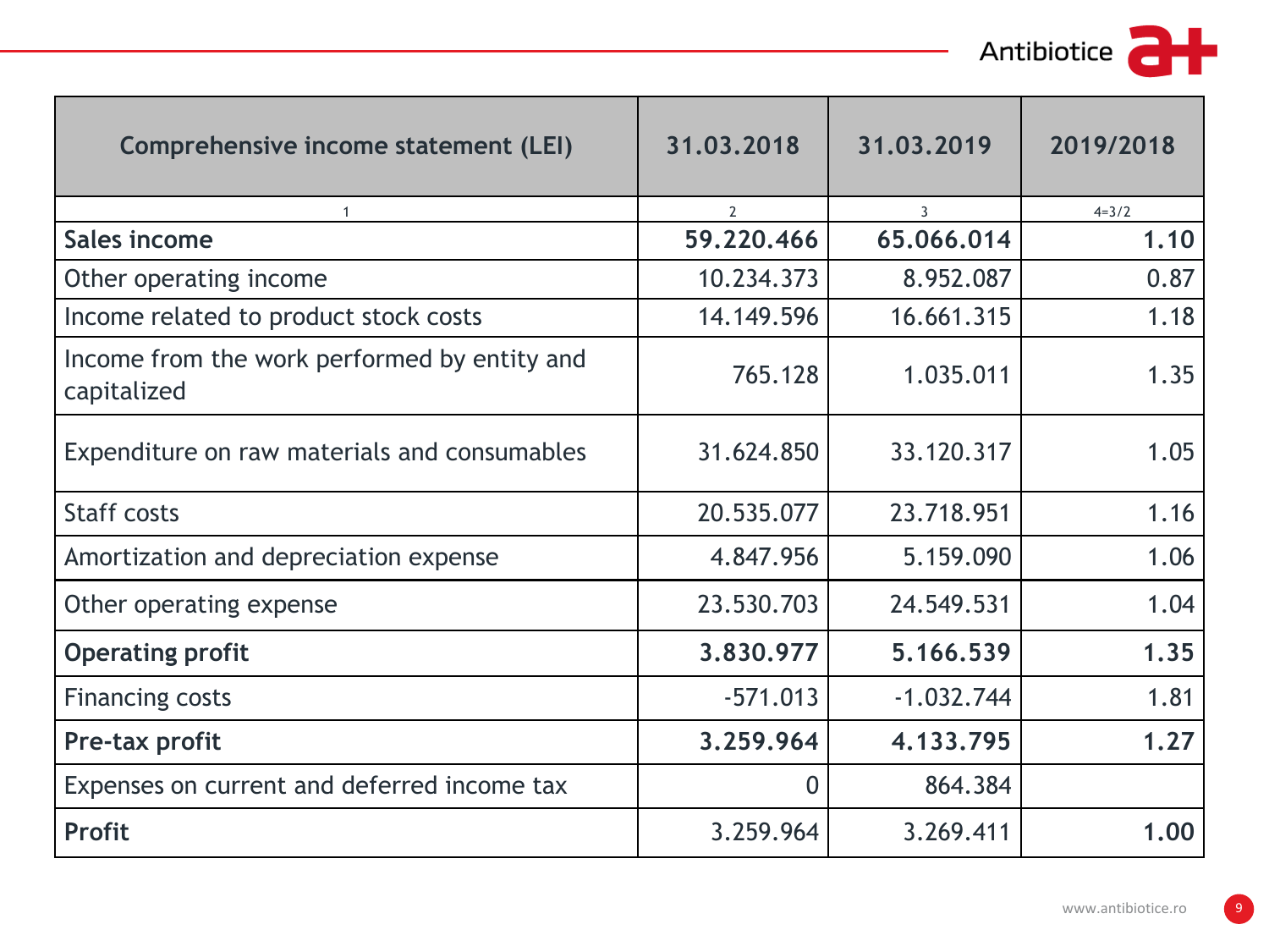| Comprehensive income statement (LEI) | 31.03.2018 | 31.03.2019 | 2019/2018 |
|---|---|---|---|
| 1 | 2 | 3 | 4=3/2 |
| **Sales income** | **59.220.466** | **65.066.014** | **1.10** |
| Other operating income | 10.234.373 | 8.952.087 | 0.87 |
| Income related to product stock costs | 14.149.596 | 16.661.315 | 1.18 |
| Income from the work performed by entity and capitalized | 765.128 | 1.035.011 | 1.35 |
| Expenditure on raw materials and consumables | 31.624.850 | 33.120.317 | 1.05 |
| Staff costs | 20.535.077 | 23.718.951 | 1.16 |
| Amortization and depreciation expense | 4.847.956 | 5.159.090 | 1.06 |
| Other operating expense | 23.530.703 | 24.549.531 | 1.04 |
| **Operating profit** | **3.830.977** | **5.166.539** | **1.35** |
| Financing costs | -571.013 | -1.032.744 | 1.81 |
| **Pre-tax profit** | **3.259.964** | **4.133.795** | **1.27** |
| Expenses on current and deferred income tax | 0 | 864.384 | |
| **Profit** | 3.259.964 | 3.269.411 | **1.00** |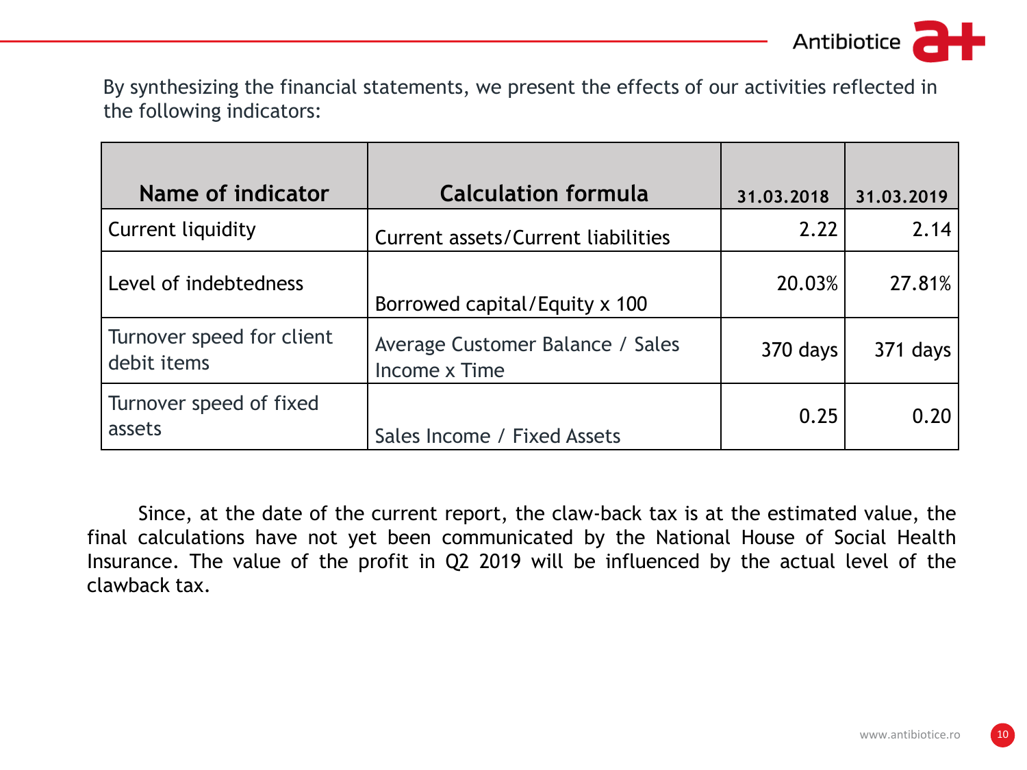By synthesizing the financial statements, we present the effects of our activities reflected in the following indicators:

| Name of indicator | Calculation formula | 31.03.2018 | 31.03.2019 |
|---|---|---|---|
| Current liquidity | Current assets/Current liabilities | 2.22 | 2.14 |
| Level of indebtedness | Borrowed capital/Equity x 100 | 20.03% | 27.81% |
| Turnover speed for client debit items | Average Customer Balance / Sales Income x Time | 370 days | 371 days |
| Turnover speed of fixed assets | Sales Income / Fixed Assets | 0.25 | 0.20 |

Since, at the date of the current report, the claw-back tax is at the estimated value, the final calculations have not yet been communicated by the National House of Social Health Insurance. The value of the profit in Q2 2019 will be influenced by the actual level of the clawback tax.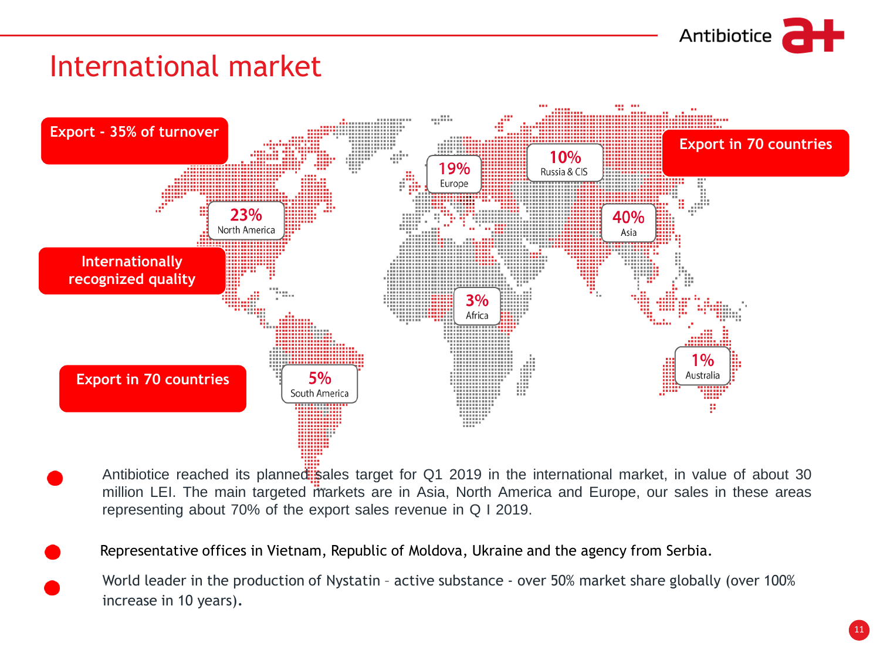# International market

**Export - 35% of turnover**

**Export in 70 countries**

**Internationally recognized quality**

**Export in 70 countries**

- 23% North America
- 19% Europe
- 10% Russia & CIS
- 40% Asia
- 3% Africa
- 5% South America
- 1% Australia

- Antibiotice reached its planned sales target for Q1 2019 in the international market, in value of about 30 million LEI. The main targeted markets are in Asia, North America and Europe, our sales in these areas representing about 70% of the export sales revenue in Q I 2019.
- Representative offices in Vietnam, Republic of Moldova, Ukraine and the agency from Serbia.
- World leader in the production of Nystatin – active substance - over 50% market share globally (over 100% increase in 10 years).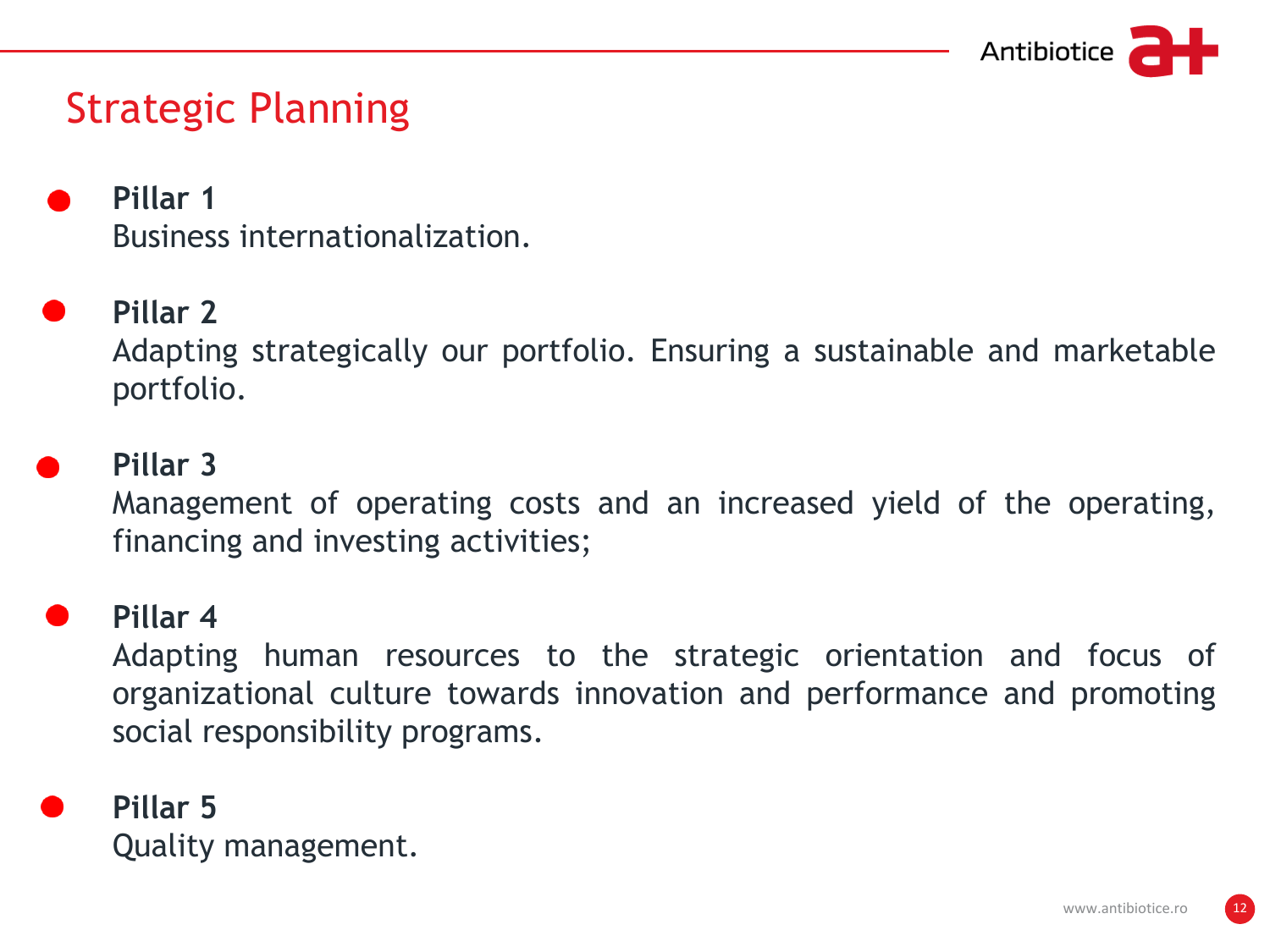# Strategic Planning

- **Pillar 1**
  Business internationalization.

- **Pillar 2**
  Adapting strategically our portfolio. Ensuring a sustainable and marketable portfolio.

- **Pillar 3**
  Management of operating costs and an increased yield of the operating, financing and investing activities;

- **Pillar 4**
  Adapting human resources to the strategic orientation and focus of organizational culture towards innovation and performance and promoting social responsibility programs.

- **Pillar 5**
  Quality management.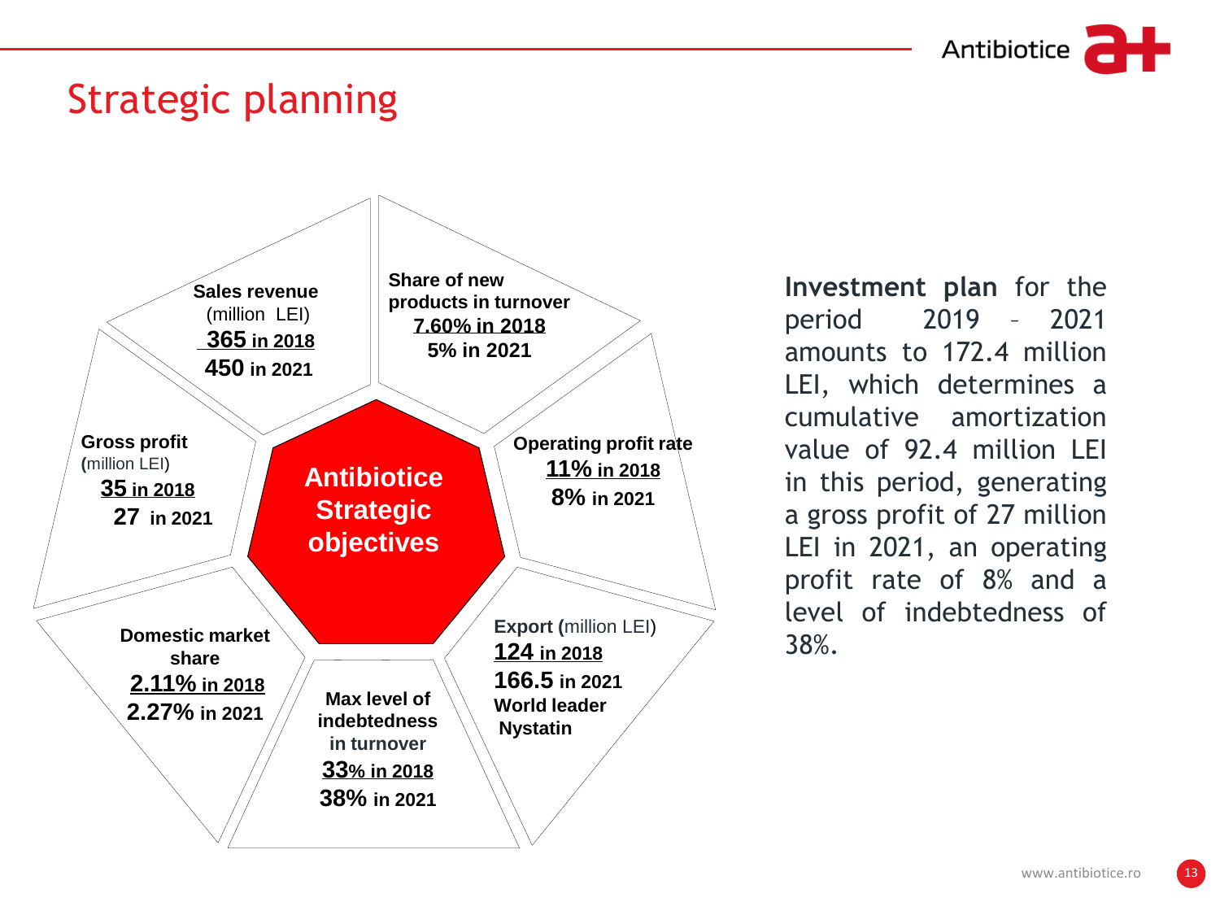# Strategic planning

## Antibiotice Strategic objectives

**Sales revenue** (million LEI)
**365 in 2018**
**450 in 2021**

**Share of new products in turnover**
**7.60% in 2018**
**5% in 2021**

**Operating profit rate**
**11% in 2018**
**8% in 2021**

**Export** (million LEI)
**124 in 2018**
**166.5 in 2021**
**World leader Nystatin**

**Max level of indebtedness in turnover**
**33% in 2018**
**38% in 2021**

**Domestic market share**
**2.11% in 2018**
**2.27% in 2021**

**Gross profit** (million LEI)
**35 in 2018**
**27 in 2021**

**Investment plan** for the period 2019 – 2021 amounts to 172.4 million LEI, which determines a cumulative amortization value of 92.4 million LEI in this period, generating a gross profit of 27 million LEI in 2021, an operating profit rate of 8% and a level of indebtedness of 38%.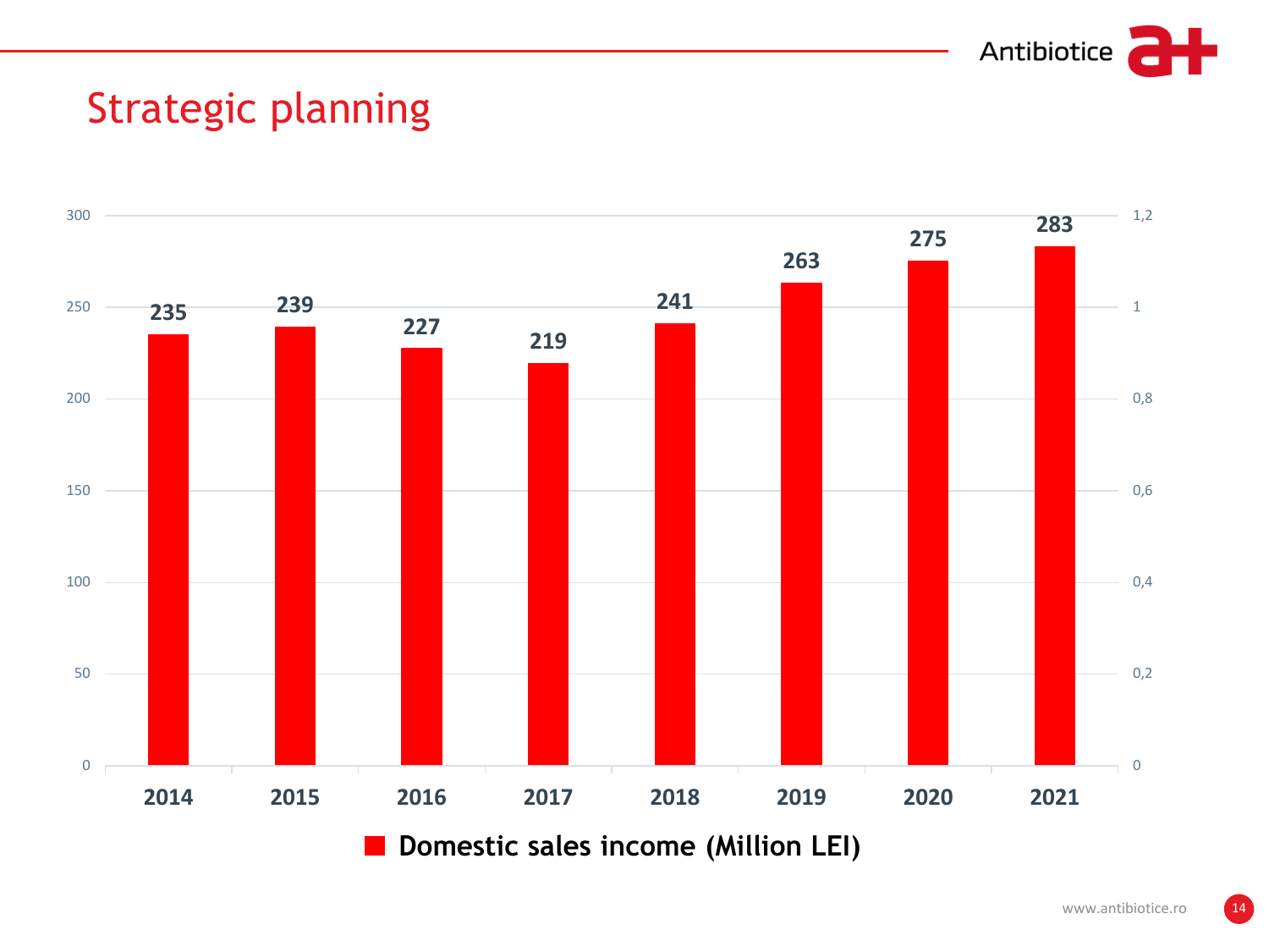# Strategic planning

| Year | Domestic sales income (Million LEI) |
|---|---|
| 2014 | 235 |
| 2015 | 239 |
| 2016 | 227 |
| 2017 | 219 |
| 2018 | 241 |
| 2019 | 263 |
| 2020 | 275 |
| 2021 | 283 |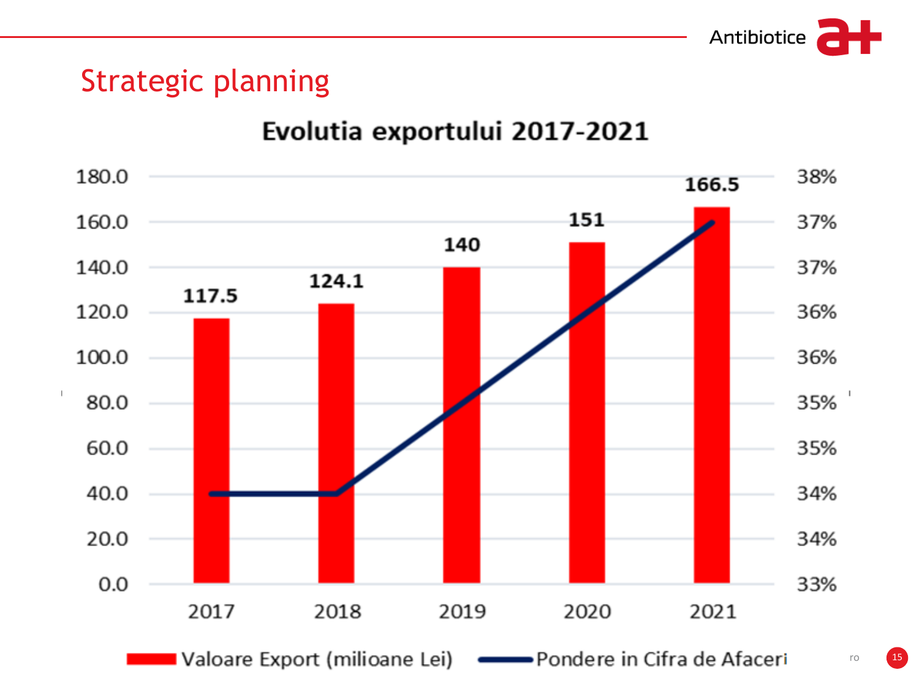## Strategic planning

### Evolutia exportului 2017-2021

| | 2017 | 2018 | 2019 | 2020 | 2021 |
|---|---|---|---|---|---|
| Valoare Export (milioane Lei) | 117.5 | 124.1 | 140 | 151 | 166.5 |

Valoare Export (milioane Lei) — Pondere in Cifra de Afaceri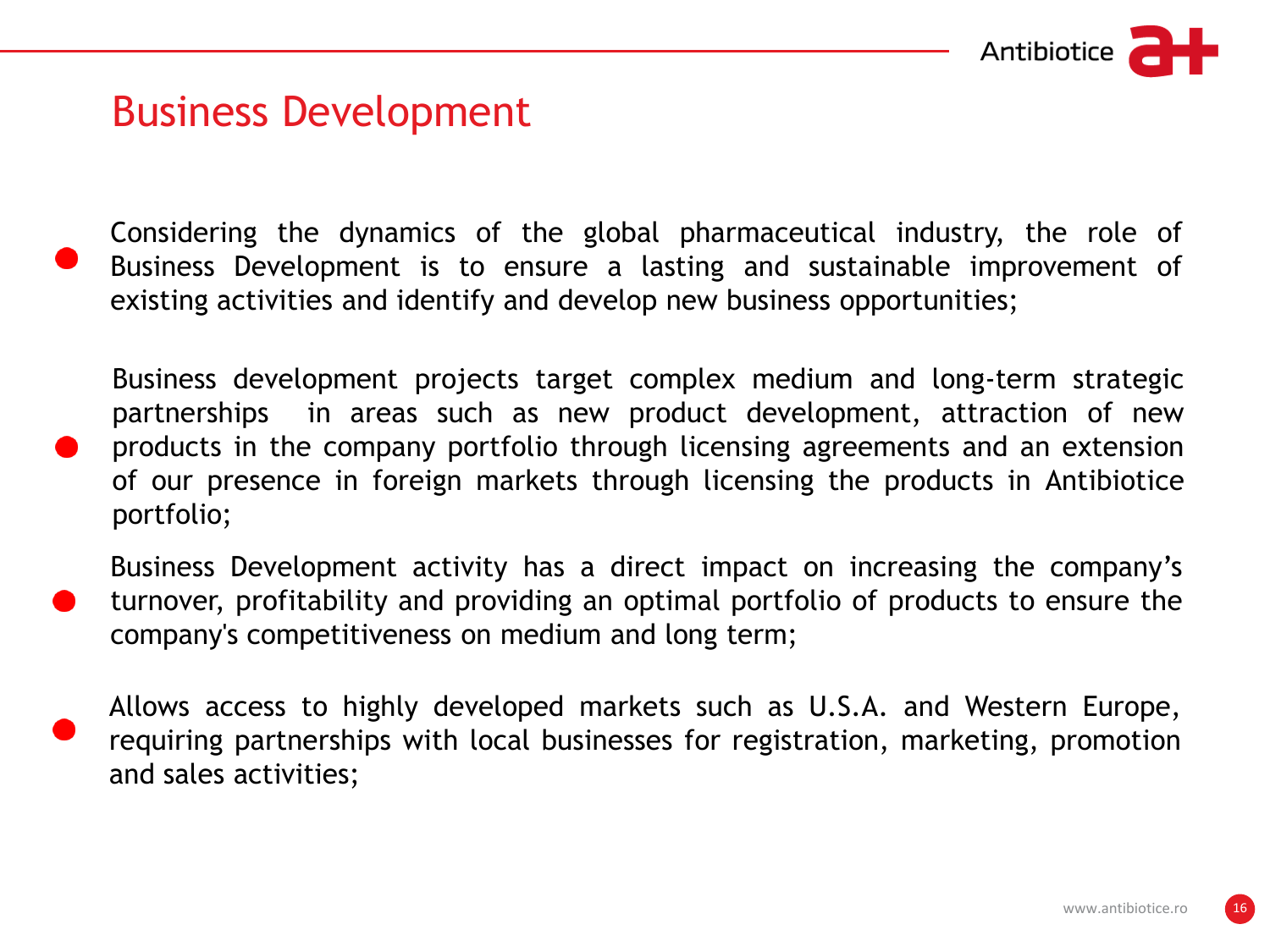# Business Development

- Considering the dynamics of the global pharmaceutical industry, the role of Business Development is to ensure a lasting and sustainable improvement of existing activities and identify and develop new business opportunities;

- Business development projects target complex medium and long-term strategic partnerships in areas such as new product development, attraction of new products in the company portfolio through licensing agreements and an extension of our presence in foreign markets through licensing the products in Antibiotice portfolio;

- Business Development activity has a direct impact on increasing the company’s turnover, profitability and providing an optimal portfolio of products to ensure the company's competitiveness on medium and long term;

- Allows access to highly developed markets such as U.S.A. and Western Europe, requiring partnerships with local businesses for registration, marketing, promotion and sales activities;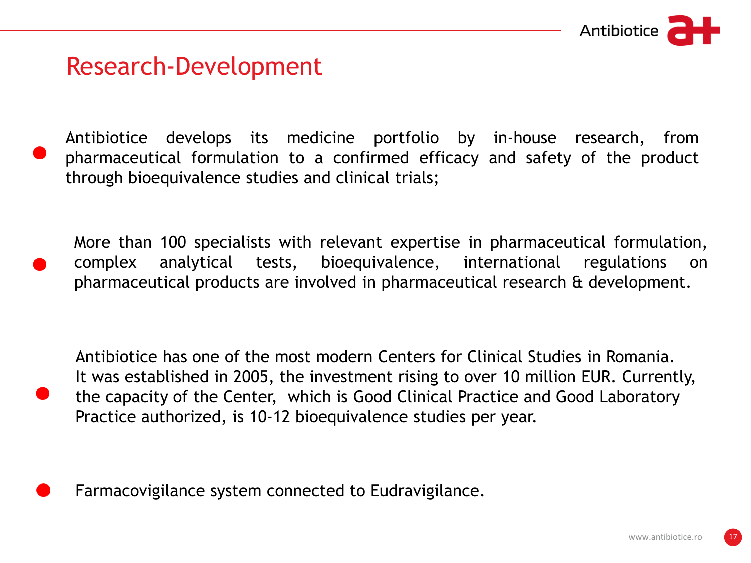## Research-Development

- Antibiotice develops its medicine portfolio by in-house research, from pharmaceutical formulation to a confirmed efficacy and safety of the product through bioequivalence studies and clinical trials;

- More than 100 specialists with relevant expertise in pharmaceutical formulation, complex analytical tests, bioequivalence, international regulations on pharmaceutical products are involved in pharmaceutical research & development.

- Antibiotice has one of the most modern Centers for Clinical Studies in Romania. It was established in 2005, the investment rising to over 10 million EUR. Currently, the capacity of the Center, which is Good Clinical Practice and Good Laboratory Practice authorized, is 10-12 bioequivalence studies per year.

- Farmacovigilance system connected to Eudravigilance.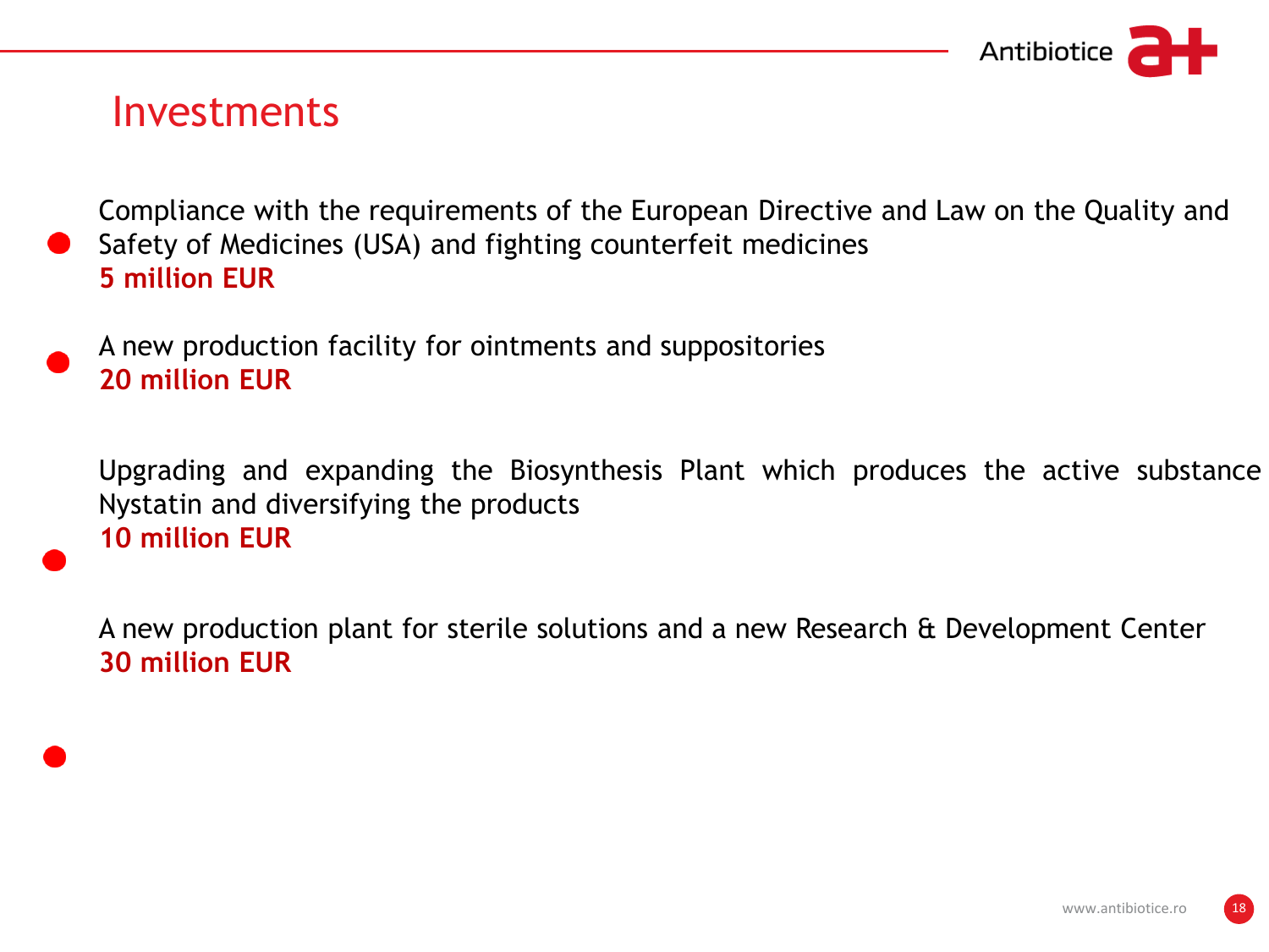# Investments

- Compliance with the requirements of the European Directive and Law on the Quality and Safety of Medicines (USA) and fighting counterfeit medicines
  **5 million EUR**

- A new production facility for ointments and suppositories
  **20 million EUR**

- Upgrading and expanding the Biosynthesis Plant which produces the active substance Nystatin and diversifying the products
  **10 million EUR**

- A new production plant for sterile solutions and a new Research & Development Center
  **30 million EUR**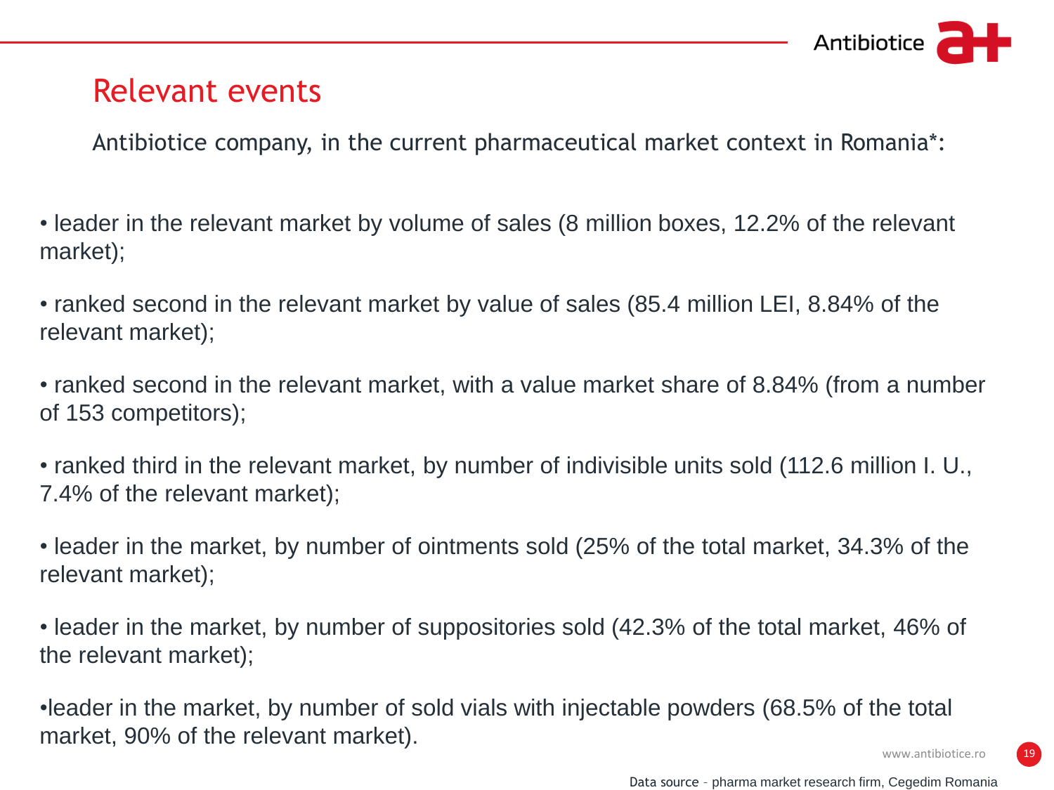# Relevant events

Antibiotice company, in the current pharmaceutical market context in Romania*:

- leader in the relevant market by volume of sales (8 million boxes, 12.2% of the relevant market);
- ranked second in the relevant market by value of sales (85.4 million LEI, 8.84% of the relevant market);
- ranked second in the relevant market, with a value market share of 8.84% (from a number of 153 competitors);
- ranked third in the relevant market, by number of indivisible units sold (112.6 million I. U., 7.4% of the relevant market);
- leader in the market, by number of ointments sold (25% of the total market, 34.3% of the relevant market);
- leader in the market, by number of suppositories sold (42.3% of the total market, 46% of the relevant market);
- leader in the market, by number of sold vials with injectable powders (68.5% of the total market, 90% of the relevant market).

Data source - pharma market research firm, Cegedim Romania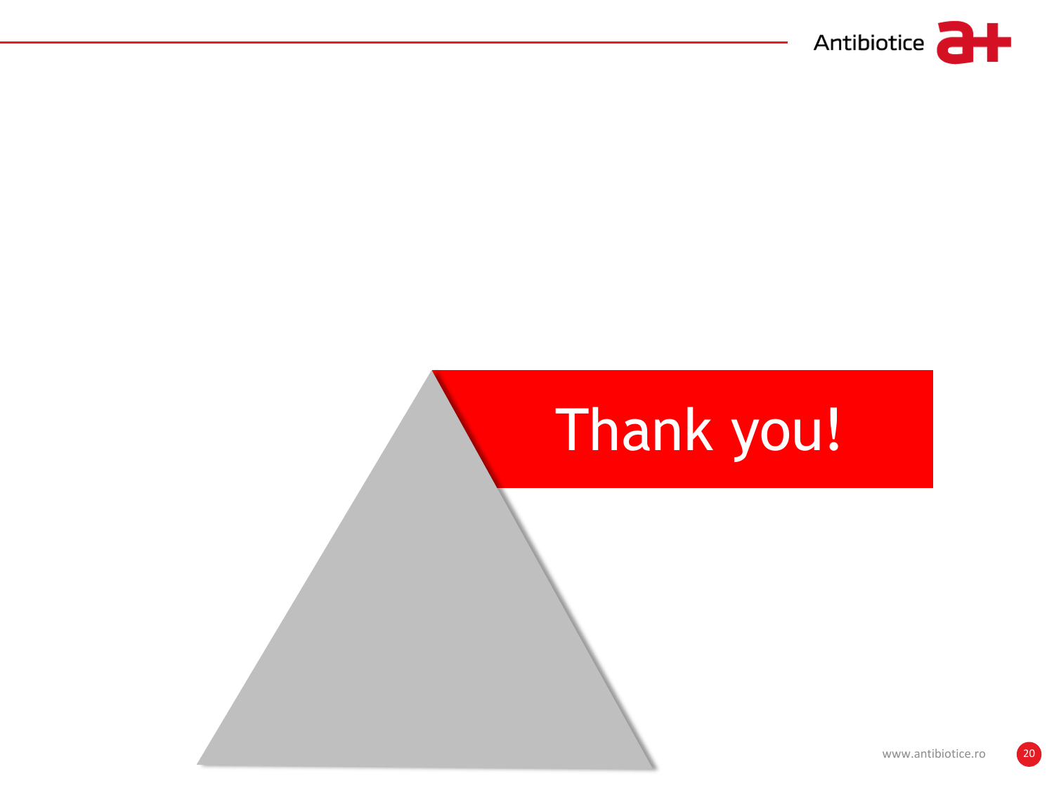# Thank you!